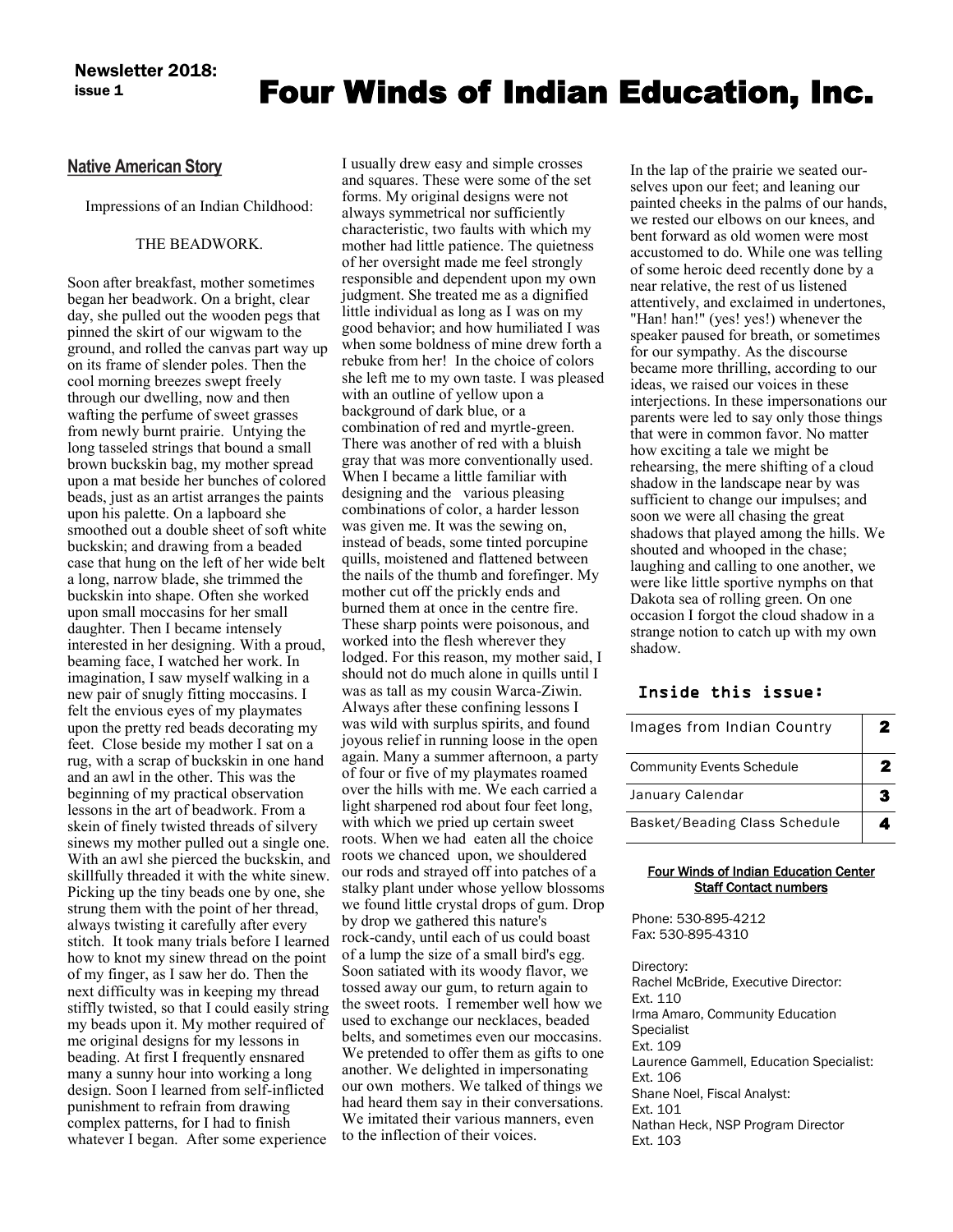Newsletter 2018: issue 1

# Four Winds of Indian Education, Inc.

## Native American Story

Impressions of an Indian Childhood:

THE BEADWORK.

Soon after breakfast, mother sometimes began her beadwork. On a bright, clear day, she pulled out the wooden pegs that pinned the skirt of our wigwam to the ground, and rolled the canvas part way up on its frame of slender poles. Then the cool morning breezes swept freely through our dwelling, now and then wafting the perfume of sweet grasses from newly burnt prairie. Untying the long tasseled strings that bound a small brown buckskin bag, my mother spread upon a mat beside her bunches of colored beads, just as an artist arranges the paints upon his palette. On a lapboard she smoothed out a double sheet of soft white buckskin; and drawing from a beaded case that hung on the left of her wide belt a long, narrow blade, she trimmed the buckskin into shape. Often she worked upon small moccasins for her small daughter. Then I became intensely interested in her designing. With a proud, beaming face, I watched her work. In imagination, I saw myself walking in a new pair of snugly fitting moccasins. I felt the envious eyes of my playmates upon the pretty red beads decorating my feet. Close beside my mother I sat on a rug, with a scrap of buckskin in one hand and an awl in the other. This was the beginning of my practical observation lessons in the art of beadwork. From a skein of finely twisted threads of silvery sinews my mother pulled out a single one. With an awl she pierced the buckskin, and skillfully threaded it with the white sinew. Picking up the tiny beads one by one, she strung them with the point of her thread, always twisting it carefully after every stitch. It took many trials before I learned how to knot my sinew thread on the point of my finger, as I saw her do. Then the next difficulty was in keeping my thread stiffly twisted, so that I could easily string my beads upon it. My mother required of me original designs for my lessons in beading. At first I frequently ensnared many a sunny hour into working a long design. Soon I learned from self-inflicted punishment to refrain from drawing complex patterns, for I had to finish whatever I began. After some experience I usually drew easy and simple crosses and squares. These were some of the set forms. My original designs were not always symmetrical nor sufficiently characteristic, two faults with which my mother had little patience. The quietness of her oversight made me feel strongly responsible and dependent upon my own judgment. She treated me as a dignified little individual as long as I was on my good behavior; and how humiliated I was when some boldness of mine drew forth a rebuke from her! In the choice of colors she left me to my own taste. I was pleased with an outline of yellow upon a background of dark blue, or a combination of red and myrtle-green. There was another of red with a bluish gray that was more conventionally used. When I became a little familiar with designing and the various pleasing combinations of color, a harder lesson was given me. It was the sewing on, instead of beads, some tinted porcupine quills, moistened and flattened between the nails of the thumb and forefinger. My mother cut off the prickly ends and burned them at once in the centre fire. These sharp points were poisonous, and worked into the flesh wherever they lodged. For this reason, my mother said, I should not do much alone in quills until I was as tall as my cousin Warca-Ziwin. Always after these confining lessons I was wild with surplus spirits, and found joyous relief in running loose in the open again. Many a summer afternoon, a party of four or five of my playmates roamed over the hills with me. We each carried a light sharpened rod about four feet long, with which we pried up certain sweet roots. When we had eaten all the choice roots we chanced upon, we shouldered our rods and strayed off into patches of a stalky plant under whose yellow blossoms we found little crystal drops of gum. Drop by drop we gathered this nature's rock-candy, until each of us could boast of a lump the size of a small bird's egg. Soon satiated with its woody flavor, we tossed away our gum, to return again to the sweet roots. I remember well how we used to exchange our necklaces, beaded belts, and sometimes even our moccasins. We pretended to offer them as gifts to one another. We delighted in impersonating our own mothers. We talked of things we had heard them say in their conversations. We imitated their various manners, even to the inflection of their voices. In the lap of the prairie we seated ourselves upon our feet; and leaning our painted cheeks in the palms of our hands, we rested our elbows on our knees, and bent forward as old women were most accustomed to do. While one was telling of some heroic deed recently done by a near relative, the rest of us listened attentively, and exclaimed in undertones, "Han! han!" (yes! yes!) whenever the speaker paused for breath, or sometimes for our sympathy. As the discourse became more thrilling, according to our ideas, we raised our voices in these interjections. In these impersonations our parents were led to say only those things that were in common favor. No matter how exciting a tale we might be rehearsing, the mere shifting of a cloud shadow in the landscape near by was sufficient to change our impulses; and soon we were all chasing the great shadows that played among the hills. We shouted and whooped in the chase; laughing and calling to one another, we were like little sportive nymphs on that Dakota sea of rolling green. On one occasion I forgot the cloud shadow in a strange notion to catch up with my own shadow.

### Inside this issue:

| | |
|---|---|
| Images from Indian Country | 2 |
| Community Events Schedule | 2 |
| January Calendar | 3 |
| Basket/Beading Class Schedule | 4 |

**Four Winds of Indian Education Center Staff Contact numbers**

Phone: 530-895-4212
Fax: 530-895-4310

Directory:
Rachel McBride, Executive Director: Ext. 110
Irma Amaro, Community Education Specialist Ext. 109
Laurence Gammell, Education Specialist: Ext. 106
Shane Noel, Fiscal Analyst: Ext. 101
Nathan Heck, NSP Program Director Ext. 103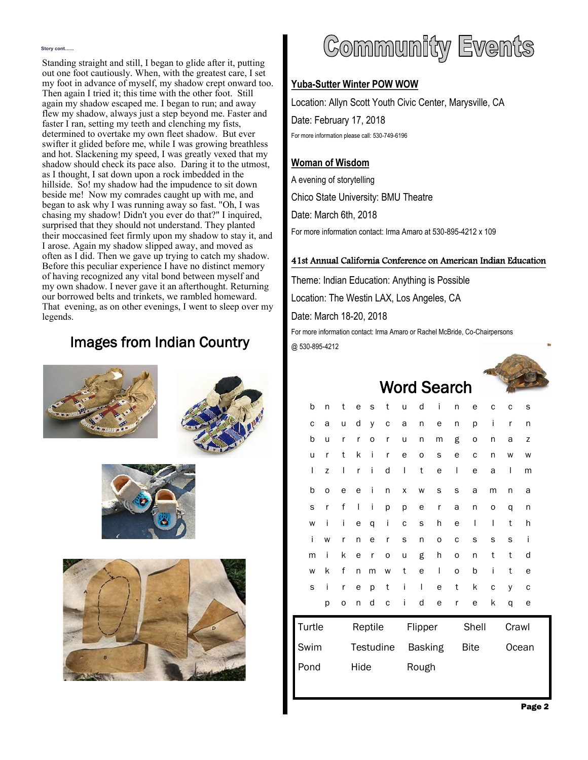Story cont......

Standing straight and still, I began to glide after it, putting out one foot cautiously. When, with the greatest care, I set my foot in advance of myself, my shadow crept onward too. Then again I tried it; this time with the other foot. Still again my shadow escaped me. I began to run; and away flew my shadow, always just a step beyond me. Faster and faster I ran, setting my teeth and clenching my fists, determined to overtake my own fleet shadow. But ever swifter it glided before me, while I was growing breathless and hot. Slackening my speed, I was greatly vexed that my shadow should check its pace also. Daring it to the utmost, as I thought, I sat down upon a rock imbedded in the hillside. So! my shadow had the impudence to sit down beside me! Now my comrades caught up with me, and began to ask why I was running away so fast. "Oh, I was chasing my shadow! Didn't you ever do that?" I inquired, surprised that they should not understand. They planted their moccasined feet firmly upon my shadow to stay it, and I arose. Again my shadow slipped away, and moved as often as I did. Then we gave up trying to catch my shadow. Before this peculiar experience I have no distinct memory of having recognized any vital bond between myself and my own shadow. I never gave it an afterthought. Returning our borrowed belts and trinkets, we rambled homeward. That evening, as on other evenings, I went to sleep over my legends.

## Images from Indian Country

# Community Events

**Yuba-Sutter Winter POW WOW**

Location: Allyn Scott Youth Civic Center, Marysville, CA

Date: February 17, 2018

For more information please call: 530-749-6196

**Woman of Wisdom**

A evening of storytelling

Chico State University: BMU Theatre

Date: March 6th, 2018

For more information contact: Irma Amaro at 530-895-4212 x 109

**41st Annual California Conference on American Indian Education**

Theme: Indian Education: Anything is Possible

Location: The Westin LAX, Los Angeles, CA

Date: March 18-20, 2018

For more information contact: Irma Amaro or Rachel McBride, Co-Chairpersons @ 530-895-4212

## Word Search

```
b n t e s t u d i n e c c s
c a u d y c a n e n p i r n
b u r r o r u n m g o n a z
u r t k i r e o s e c n w w
l z l r i d l t e l e a l m
b o e e i n x w s s a m n a
s r f l i p p e r a n o q n
w i i e q i c s h e l l t h
i w r n e r s n o c s s s i
m i k e r o u g h o n t t d
w k f n m w t e l o b i t e
s i r e p t i l e t k c y c
  p o n d c i d e r e k q e
```

| Turtle | Reptile | Flipper | Shell | Crawl |
|---|---|---|---|---|
| Swim | Testudine | Basking | Bite | Ocean |
| Pond | Hide | Rough | | |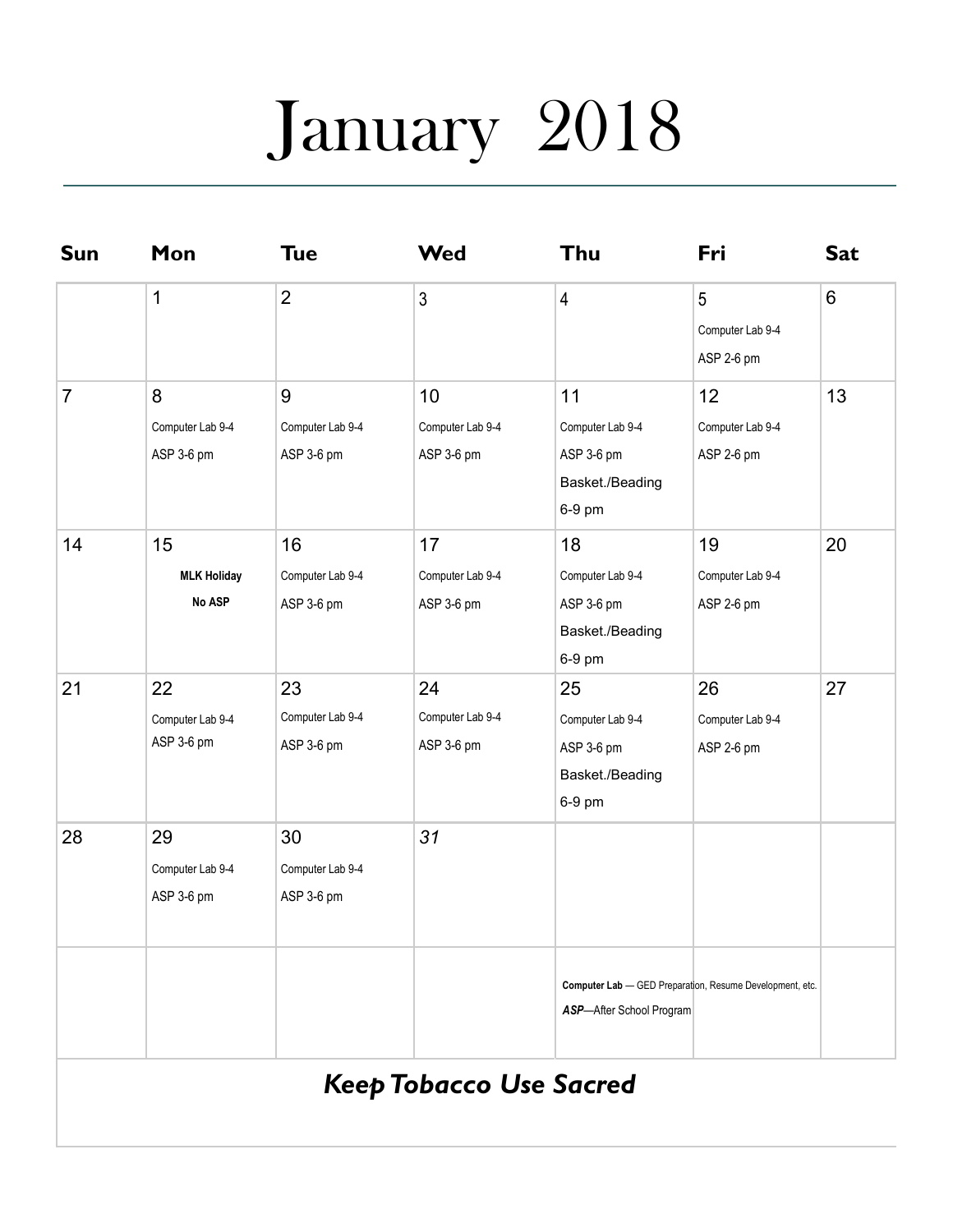# January 2018

| Sun | Mon | Tue | Wed | Thu | Fri | Sat |
|---|---|---|---|---|---|---|
| | 1 | 2 | 3 | 4 | 5<br>Computer Lab 9-4<br>ASP 2-6 pm | 6 |
| 7 | 8<br>Computer Lab 9-4<br>ASP 3-6 pm | 9<br>Computer Lab 9-4<br>ASP 3-6 pm | 10<br>Computer Lab 9-4<br>ASP 3-6 pm | 11<br>Computer Lab 9-4<br>ASP 3-6 pm<br>Basket./Beading<br>6-9 pm | 12<br>Computer Lab 9-4<br>ASP 2-6 pm | 13 |
| 14 | 15<br>**MLK Holiday**<br>**No ASP** | 16<br>Computer Lab 9-4<br>ASP 3-6 pm | 17<br>Computer Lab 9-4<br>ASP 3-6 pm | 18<br>Computer Lab 9-4<br>ASP 3-6 pm<br>Basket./Beading<br>6-9 pm | 19<br>Computer Lab 9-4<br>ASP 2-6 pm | 20 |
| 21 | 22<br>Computer Lab 9-4<br>ASP 3-6 pm | 23<br>Computer Lab 9-4<br>ASP 3-6 pm | 24<br>Computer Lab 9-4<br>ASP 3-6 pm | 25<br>Computer Lab 9-4<br>ASP 3-6 pm<br>Basket./Beading<br>6-9 pm | 26<br>Computer Lab 9-4<br>ASP 2-6 pm | 27 |
| 28 | 29<br>Computer Lab 9-4<br>ASP 3-6 pm | 30<br>Computer Lab 9-4<br>ASP 3-6 pm | *31* | | | |

**Computer Lab** — GED Preparation, Resume Development, etc.

***ASP***—After School Program

***Keep Tobacco Use Sacred***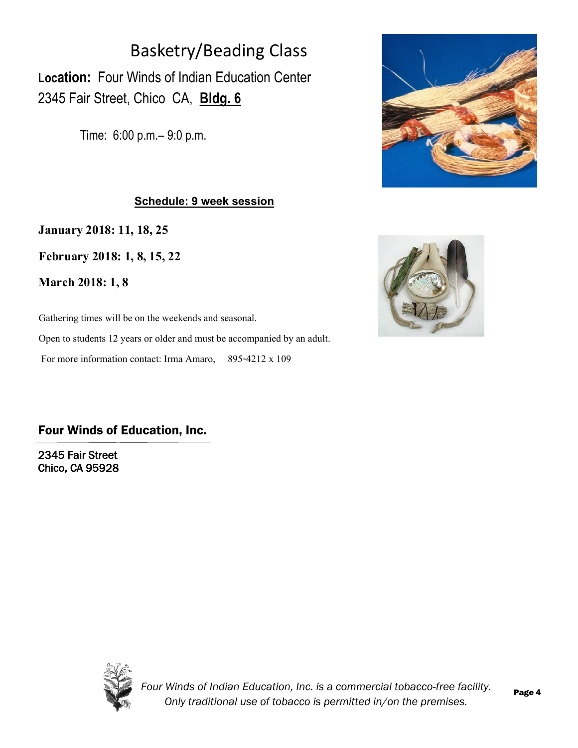# Basketry/Beading Class

**Location:** Four Winds of Indian Education Center
2345 Fair Street, Chico CA, **Bldg. 6**

Time: 6:00 p.m.– 9:0 p.m.

**Schedule: 9 week session**

**January 2018: 11, 18, 25**

**February 2018: 1, 8, 15, 22**

**March 2018: 1, 8**

Gathering times will be on the weekends and seasonal.

Open to students 12 years or older and must be accompanied by an adult.

For more information contact: Irma Amaro, 895-4212 x 109

**Four Winds of Education, Inc.**

2345 Fair Street
Chico, CA 95928

*Four Winds of Indian Education, Inc. is a commercial tobacco-free facility. Only traditional use of tobacco is permitted in/on the premises.*